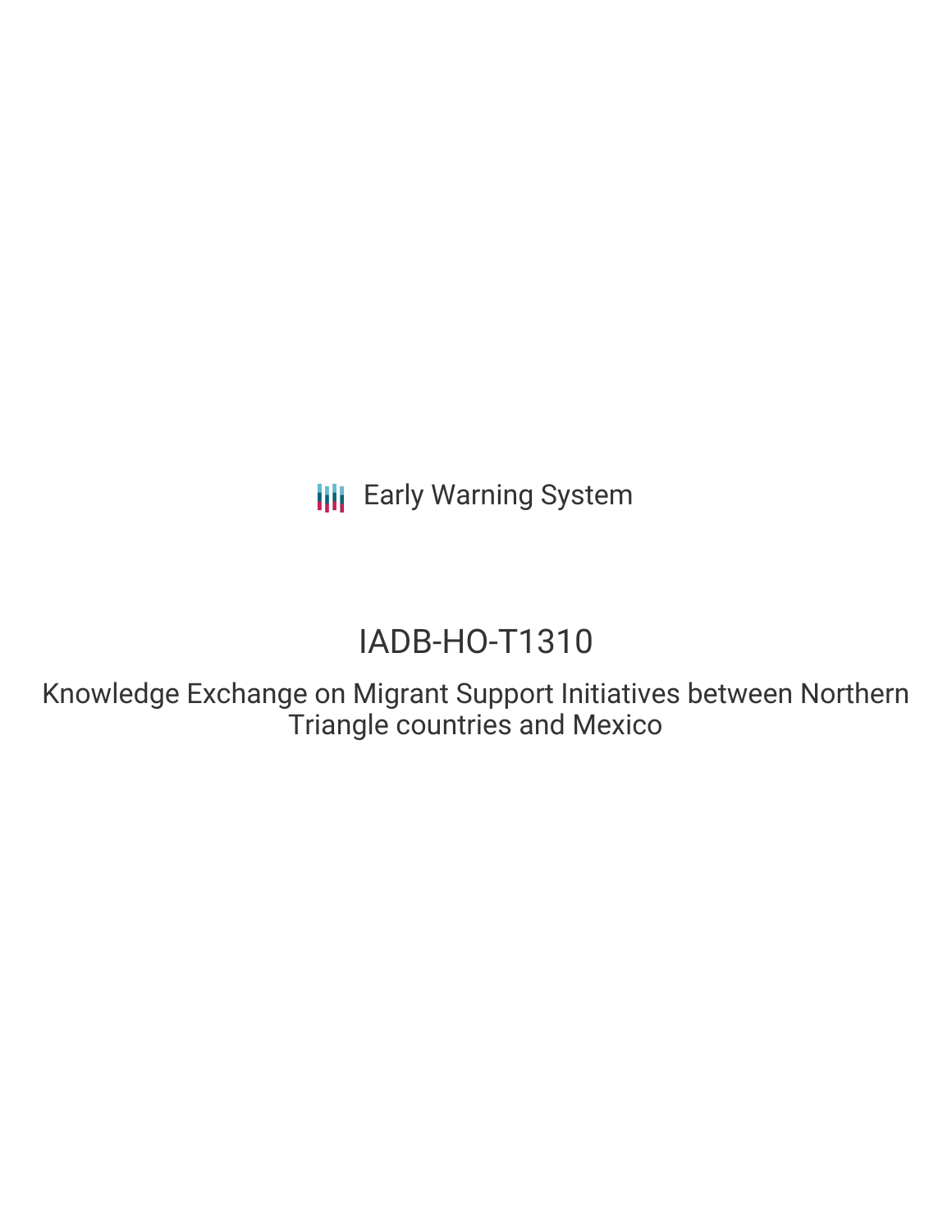Early Warning System

# IADB-HO-T1310

## Knowledge Exchange on Migrant Support Initiatives between Northern Triangle countries and Mexico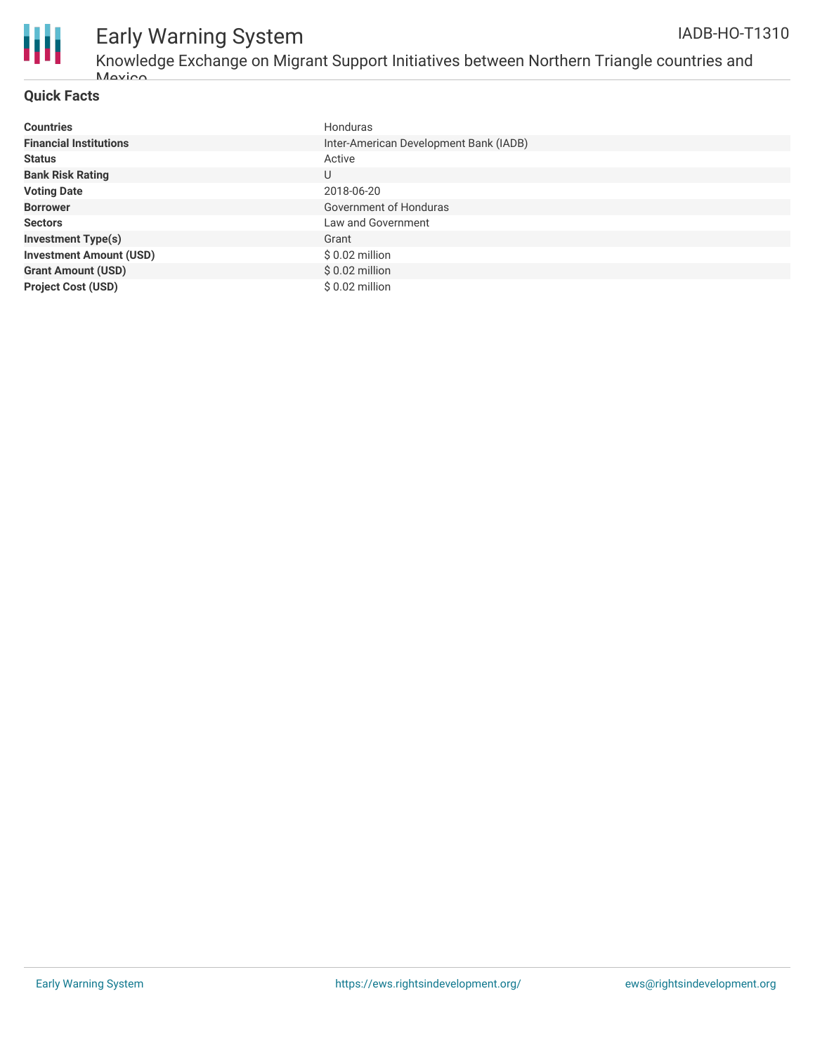## Quick Facts

| | |
|---|---|
| **Countries** | Honduras |
| **Financial Institutions** | Inter-American Development Bank (IADB) |
| **Status** | Active |
| **Bank Risk Rating** | U |
| **Voting Date** | 2018-06-20 |
| **Borrower** | Government of Honduras |
| **Sectors** | Law and Government |
| **Investment Type(s)** | Grant |
| **Investment Amount (USD)** | $ 0.02 million |
| **Grant Amount (USD)** | $ 0.02 million |
| **Project Cost (USD)** | $ 0.02 million |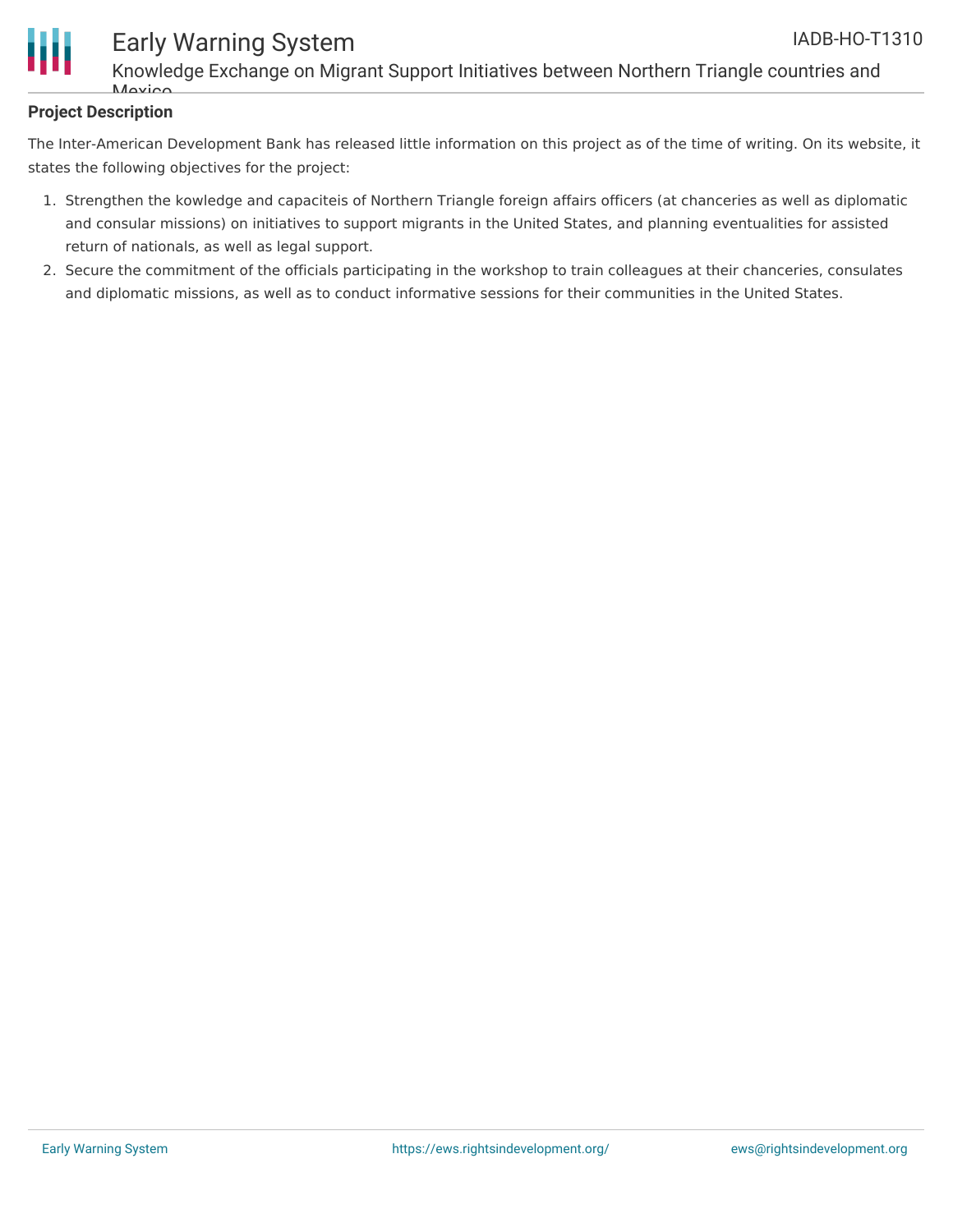**Project Description**

The Inter-American Development Bank has released little information on this project as of the time of writing. On its website, it states the following objectives for the project:

1. Strengthen the kowledge and capaciteis of Northern Triangle foreign affairs officers (at chanceries as well as diplomatic and consular missions) on initiatives to support migrants in the United States, and planning eventualities for assisted return of nationals, as well as legal support.
2. Secure the commitment of the officials participating in the workshop to train colleagues at their chanceries, consulates and diplomatic missions, as well as to conduct informative sessions for their communities in the United States.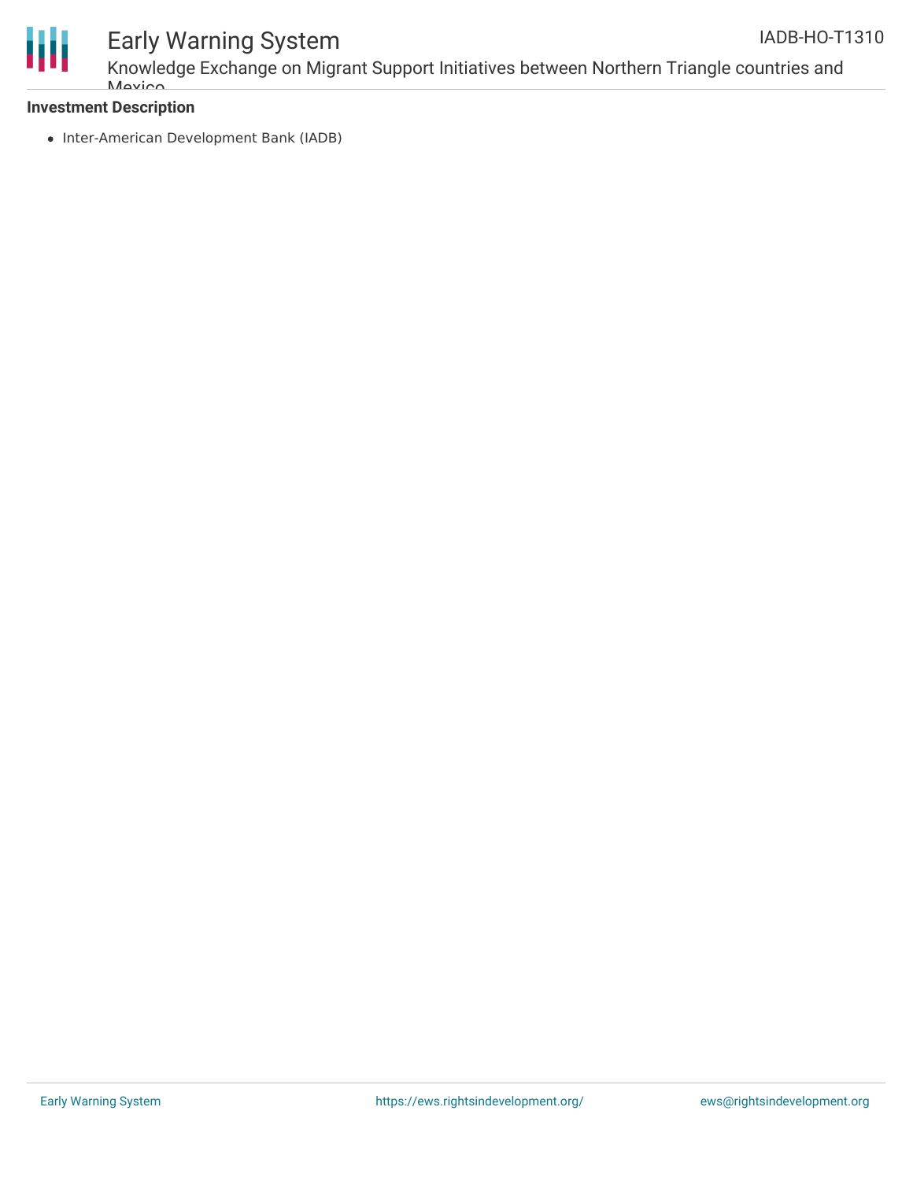**Investment Description**

- Inter-American Development Bank (IADB)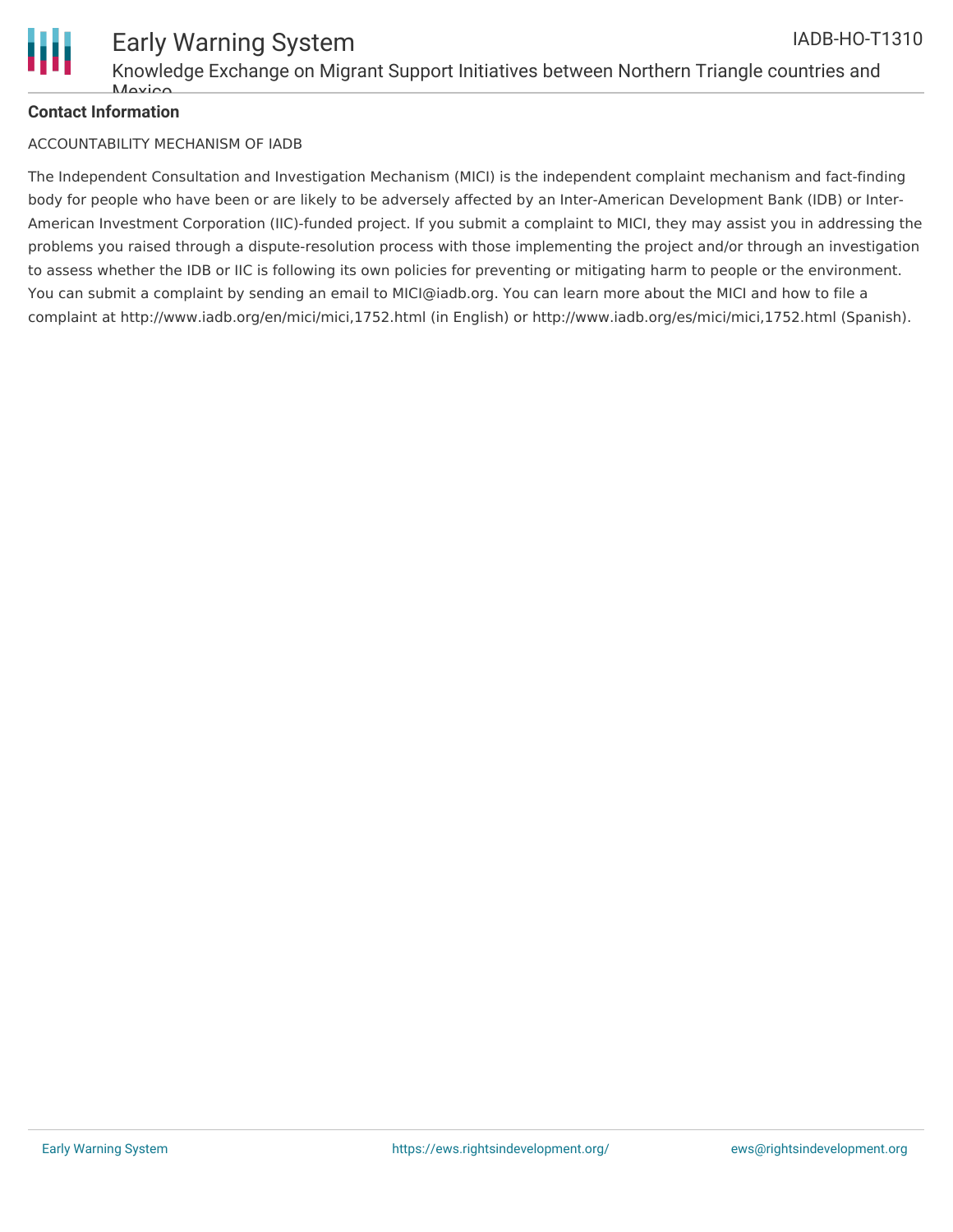**Contact Information**

ACCOUNTABILITY MECHANISM OF IADB

The Independent Consultation and Investigation Mechanism (MICI) is the independent complaint mechanism and fact-finding body for people who have been or are likely to be adversely affected by an Inter-American Development Bank (IDB) or Inter-American Investment Corporation (IIC)-funded project. If you submit a complaint to MICI, they may assist you in addressing the problems you raised through a dispute-resolution process with those implementing the project and/or through an investigation to assess whether the IDB or IIC is following its own policies for preventing or mitigating harm to people or the environment. You can submit a complaint by sending an email to MICI@iadb.org. You can learn more about the MICI and how to file a complaint at http://www.iadb.org/en/mici/mici,1752.html (in English) or http://www.iadb.org/es/mici/mici,1752.html (Spanish).